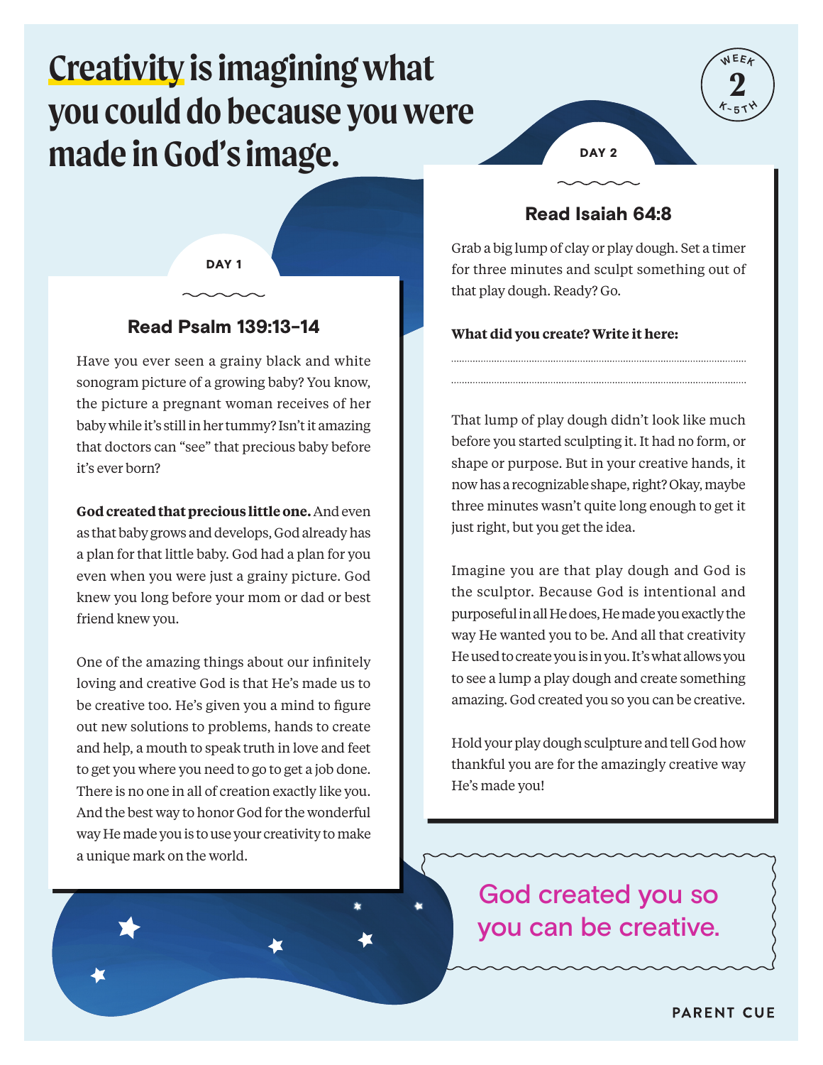# Creativity is imagining what you could do because you were made in God's image.

WEEK 2
K–5TH

## DAY 1

### Read Psalm 139:13-14

Have you ever seen a grainy black and white sonogram picture of a growing baby? You know, the picture a pregnant woman receives of her baby while it's still in her tummy? Isn't it amazing that doctors can "see" that precious baby before it's ever born?

**God created that precious little one.** And even as that baby grows and develops, God already has a plan for that little baby. God had a plan for you even when you were just a grainy picture. God knew you long before your mom or dad or best friend knew you.

One of the amazing things about our infinitely loving and creative God is that He's made us to be creative too. He's given you a mind to figure out new solutions to problems, hands to create and help, a mouth to speak truth in love and feet to get you where you need to go to get a job done. There is no one in all of creation exactly like you. And the best way to honor God for the wonderful way He made you is to use your creativity to make a unique mark on the world.

## DAY 2

### Read Isaiah 64:8

Grab a big lump of clay or play dough. Set a timer for three minutes and sculpt something out of that play dough. Ready? Go.

**What did you create? Write it here:**

............................................................................................

............................................................................................

That lump of play dough didn't look like much before you started sculpting it. It had no form, or shape or purpose. But in your creative hands, it now has a recognizable shape, right? Okay, maybe three minutes wasn't quite long enough to get it just right, but you get the idea.

Imagine you are that play dough and God is the sculptor. Because God is intentional and purposeful in all He does, He made you exactly the way He wanted you to be. And all that creativity He used to create you is in you. It's what allows you to see a lump a play dough and create something amazing. God created you so you can be creative.

Hold your play dough sculpture and tell God how thankful you are for the amazingly creative way He's made you!

God created you so you can be creative.

PARENT CUE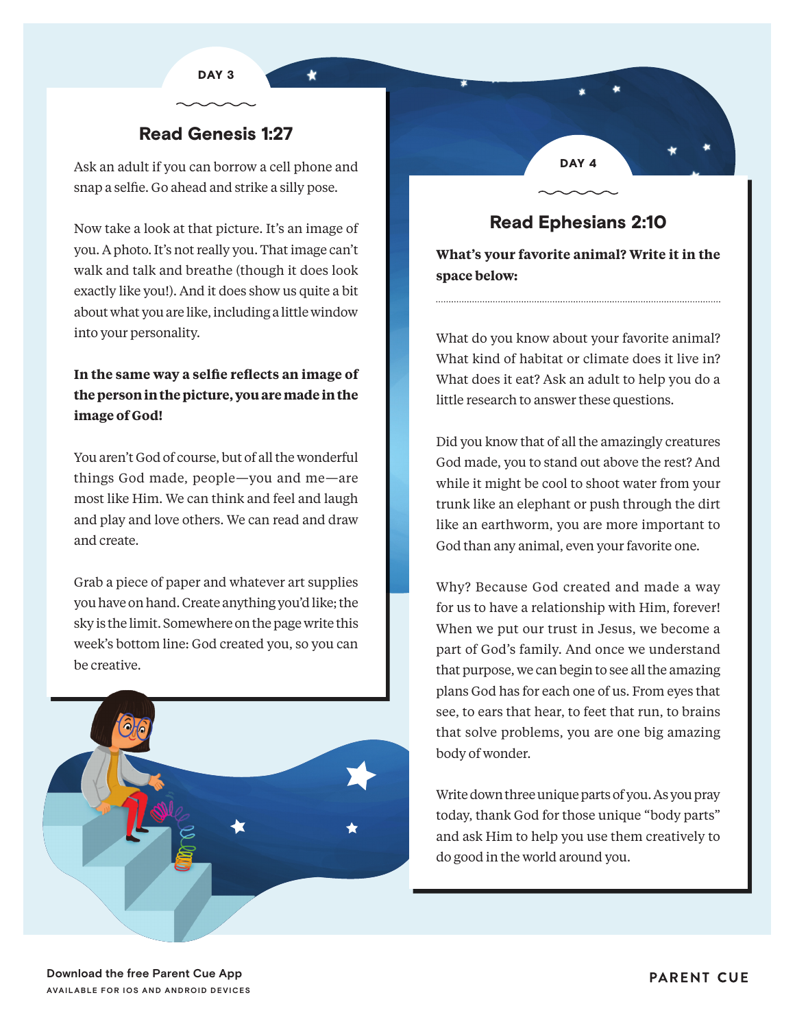## DAY 3

### Read Genesis 1:27

Ask an adult if you can borrow a cell phone and snap a selfie. Go ahead and strike a silly pose.

Now take a look at that picture. It's an image of you. A photo. It's not really you. That image can't walk and talk and breathe (though it does look exactly like you!). And it does show us quite a bit about what you are like, including a little window into your personality.

**In the same way a selfie reflects an image of the person in the picture, you are made in the image of God!**

You aren't God of course, but of all the wonderful things God made, people—you and me—are most like Him. We can think and feel and laugh and play and love others. We can read and draw and create.

Grab a piece of paper and whatever art supplies you have on hand. Create anything you'd like; the sky is the limit. Somewhere on the page write this week's bottom line: God created you, so you can be creative.

## DAY 4

### Read Ephesians 2:10

**What's your favorite animal? Write it in the space below:**

..............................................................................................

What do you know about your favorite animal? What kind of habitat or climate does it live in? What does it eat? Ask an adult to help you do a little research to answer these questions.

Did you know that of all the amazingly creatures God made, you to stand out above the rest? And while it might be cool to shoot water from your trunk like an elephant or push through the dirt like an earthworm, you are more important to God than any animal, even your favorite one.

Why? Because God created and made a way for us to have a relationship with Him, forever! When we put our trust in Jesus, we become a part of God's family. And once we understand that purpose, we can begin to see all the amazing plans God has for each one of us. From eyes that see, to ears that hear, to feet that run, to brains that solve problems, you are one big amazing body of wonder.

Write down three unique parts of you. As you pray today, thank God for those unique "body parts" and ask Him to help you use them creatively to do good in the world around you.

Download the free Parent Cue App
AVAILABLE FOR IOS AND ANDROID DEVICES

PARENT CUE